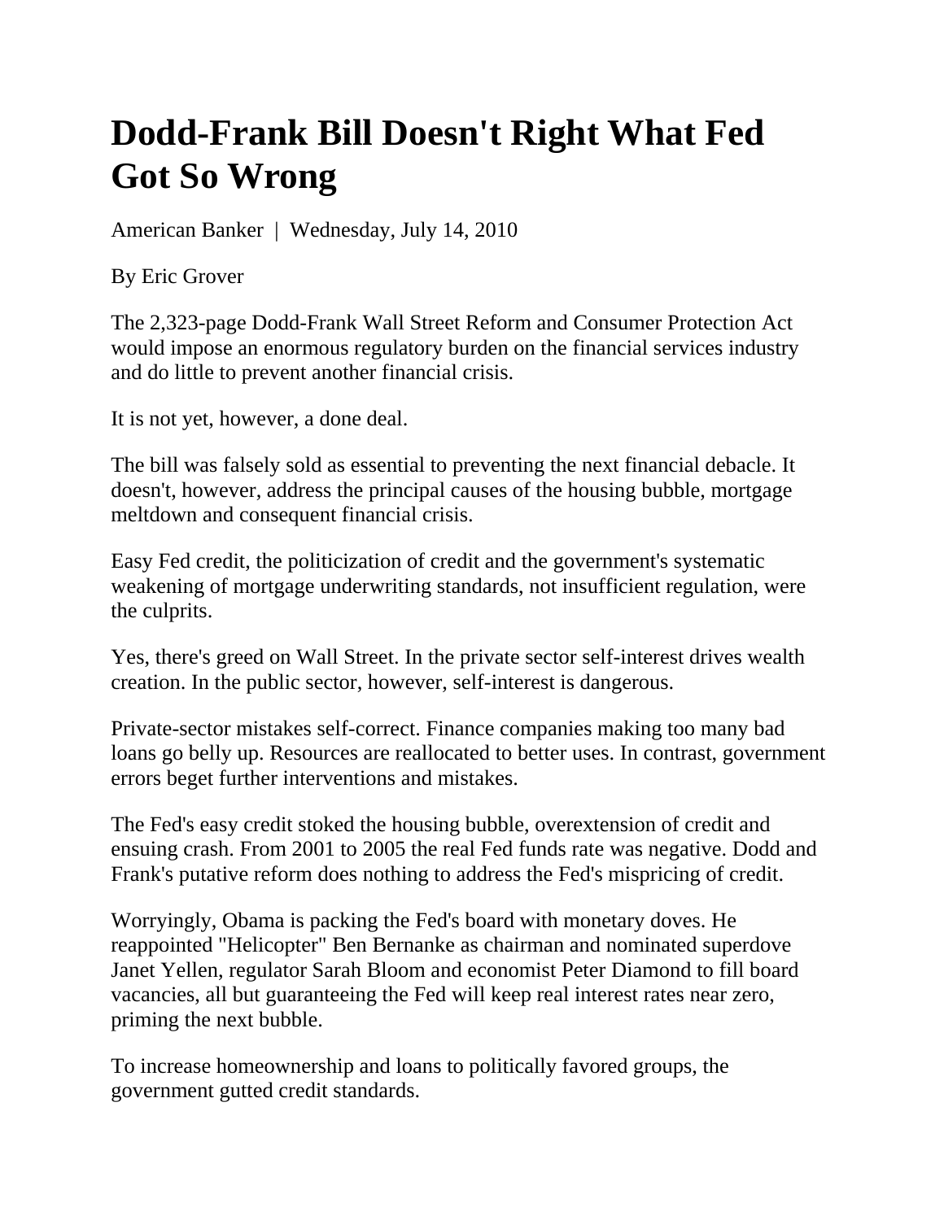# Dodd-Frank Bill Doesn't Right What Fed Got So Wrong

American Banker | Wednesday, July 14, 2010

By Eric Grover

The 2,323-page Dodd-Frank Wall Street Reform and Consumer Protection Act would impose an enormous regulatory burden on the financial services industry and do little to prevent another financial crisis.

It is not yet, however, a done deal.

The bill was falsely sold as essential to preventing the next financial debacle. It doesn't, however, address the principal causes of the housing bubble, mortgage meltdown and consequent financial crisis.

Easy Fed credit, the politicization of credit and the government's systematic weakening of mortgage underwriting standards, not insufficient regulation, were the culprits.

Yes, there's greed on Wall Street. In the private sector self-interest drives wealth creation. In the public sector, however, self-interest is dangerous.

Private-sector mistakes self-correct. Finance companies making too many bad loans go belly up. Resources are reallocated to better uses. In contrast, government errors beget further interventions and mistakes.

The Fed's easy credit stoked the housing bubble, overextension of credit and ensuing crash. From 2001 to 2005 the real Fed funds rate was negative. Dodd and Frank's putative reform does nothing to address the Fed's mispricing of credit.

Worryingly, Obama is packing the Fed's board with monetary doves. He reappointed "Helicopter" Ben Bernanke as chairman and nominated superdove Janet Yellen, regulator Sarah Bloom and economist Peter Diamond to fill board vacancies, all but guaranteeing the Fed will keep real interest rates near zero, priming the next bubble.

To increase homeownership and loans to politically favored groups, the government gutted credit standards.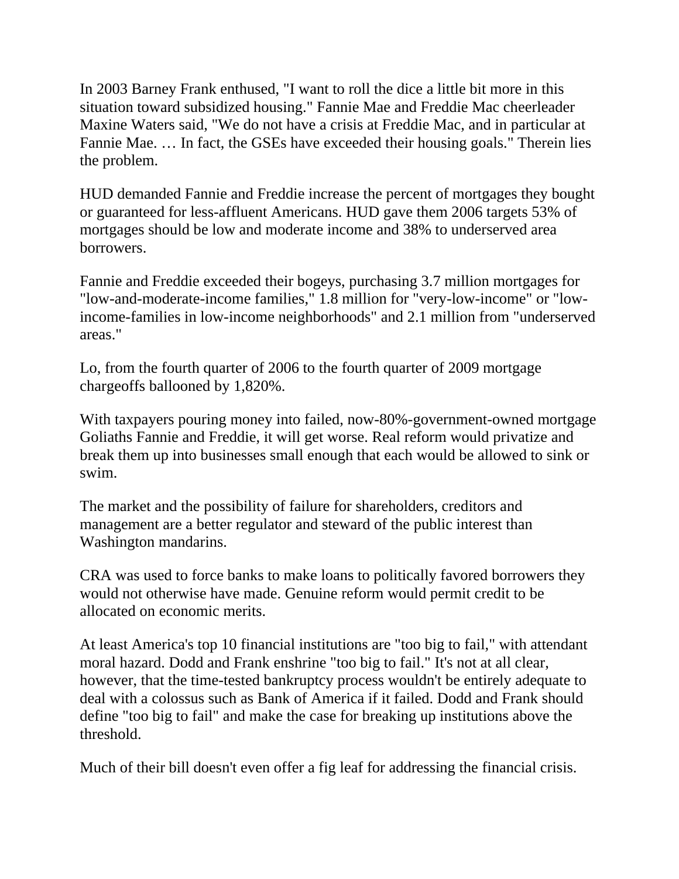In 2003 Barney Frank enthused, "I want to roll the dice a little bit more in this situation toward subsidized housing." Fannie Mae and Freddie Mac cheerleader Maxine Waters said, "We do not have a crisis at Freddie Mac, and in particular at Fannie Mae. … In fact, the GSEs have exceeded their housing goals." Therein lies the problem.

HUD demanded Fannie and Freddie increase the percent of mortgages they bought or guaranteed for less-affluent Americans. HUD gave them 2006 targets 53% of mortgages should be low and moderate income and 38% to underserved area borrowers.

Fannie and Freddie exceeded their bogeys, purchasing 3.7 million mortgages for "low-and-moderate-income families," 1.8 million for "very-low-income" or "low-income-families in low-income neighborhoods" and 2.1 million from "underserved areas."

Lo, from the fourth quarter of 2006 to the fourth quarter of 2009 mortgage chargeoffs ballooned by 1,820%.

With taxpayers pouring money into failed, now-80%-government-owned mortgage Goliaths Fannie and Freddie, it will get worse. Real reform would privatize and break them up into businesses small enough that each would be allowed to sink or swim.

The market and the possibility of failure for shareholders, creditors and management are a better regulator and steward of the public interest than Washington mandarins.

CRA was used to force banks to make loans to politically favored borrowers they would not otherwise have made. Genuine reform would permit credit to be allocated on economic merits.

At least America's top 10 financial institutions are "too big to fail," with attendant moral hazard. Dodd and Frank enshrine "too big to fail." It's not at all clear, however, that the time-tested bankruptcy process wouldn't be entirely adequate to deal with a colossus such as Bank of America if it failed. Dodd and Frank should define "too big to fail" and make the case for breaking up institutions above the threshold.

Much of their bill doesn't even offer a fig leaf for addressing the financial crisis.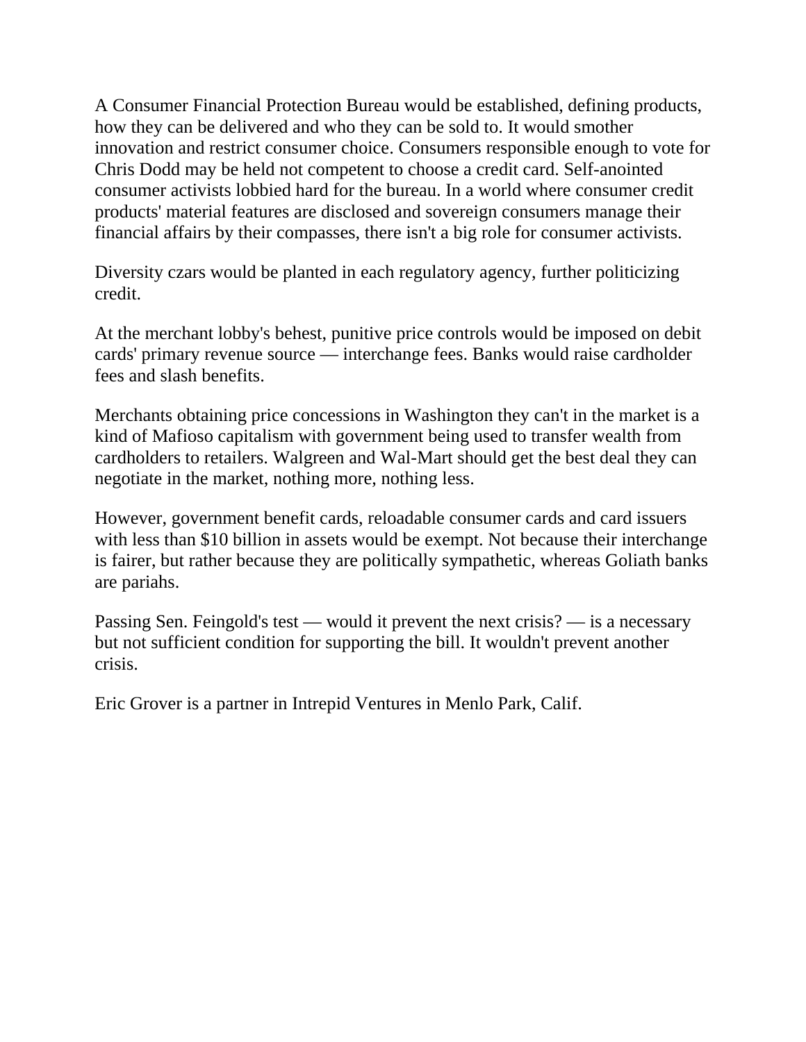A Consumer Financial Protection Bureau would be established, defining products, how they can be delivered and who they can be sold to. It would smother innovation and restrict consumer choice. Consumers responsible enough to vote for Chris Dodd may be held not competent to choose a credit card. Self-anointed consumer activists lobbied hard for the bureau. In a world where consumer credit products' material features are disclosed and sovereign consumers manage their financial affairs by their compasses, there isn't a big role for consumer activists.

Diversity czars would be planted in each regulatory agency, further politicizing credit.

At the merchant lobby's behest, punitive price controls would be imposed on debit cards' primary revenue source — interchange fees. Banks would raise cardholder fees and slash benefits.

Merchants obtaining price concessions in Washington they can't in the market is a kind of Mafioso capitalism with government being used to transfer wealth from cardholders to retailers. Walgreen and Wal-Mart should get the best deal they can negotiate in the market, nothing more, nothing less.

However, government benefit cards, reloadable consumer cards and card issuers with less than $10 billion in assets would be exempt. Not because their interchange is fairer, but rather because they are politically sympathetic, whereas Goliath banks are pariahs.

Passing Sen. Feingold's test — would it prevent the next crisis? — is a necessary but not sufficient condition for supporting the bill. It wouldn't prevent another crisis.

Eric Grover is a partner in Intrepid Ventures in Menlo Park, Calif.